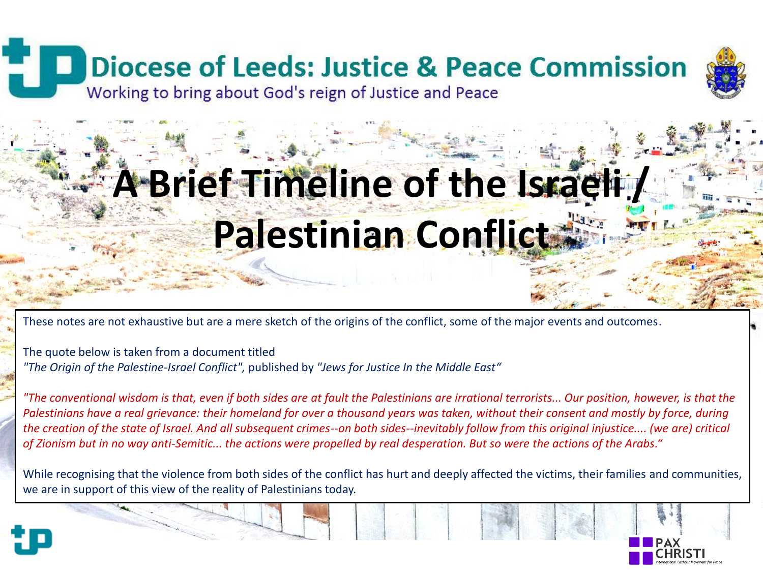# Diocese of Leeds: Justice & Peace Commission

Working to bring about God's reign of Justice and Peace

# A Brief Timeline of the Israeli / Palestinian Conflict

These notes are not exhaustive but are a mere sketch of the origins of the conflict, some of the major events and outcomes.

The quote below is taken from a document titled
*"The Origin of the Palestine-Israel Conflict",* published by *"Jews for Justice In the Middle East"*

*"The conventional wisdom is that, even if both sides are at fault the Palestinians are irrational terrorists... Our position, however, is that the Palestinians have a real grievance: their homeland for over a thousand years was taken, without their consent and mostly by force, during the creation of the state of Israel. And all subsequent crimes--on both sides--inevitably follow from this original injustice.... (we are) critical of Zionism but in no way anti-Semitic... the actions were propelled by real desperation. But so were the actions of the Arabs."*

While recognising that the violence from both sides of the conflict has hurt and deeply affected the victims, their families and communities, we are in support of this view of the reality of Palestinians today.

PAX CHRISTI
International Catholic Movement for Peace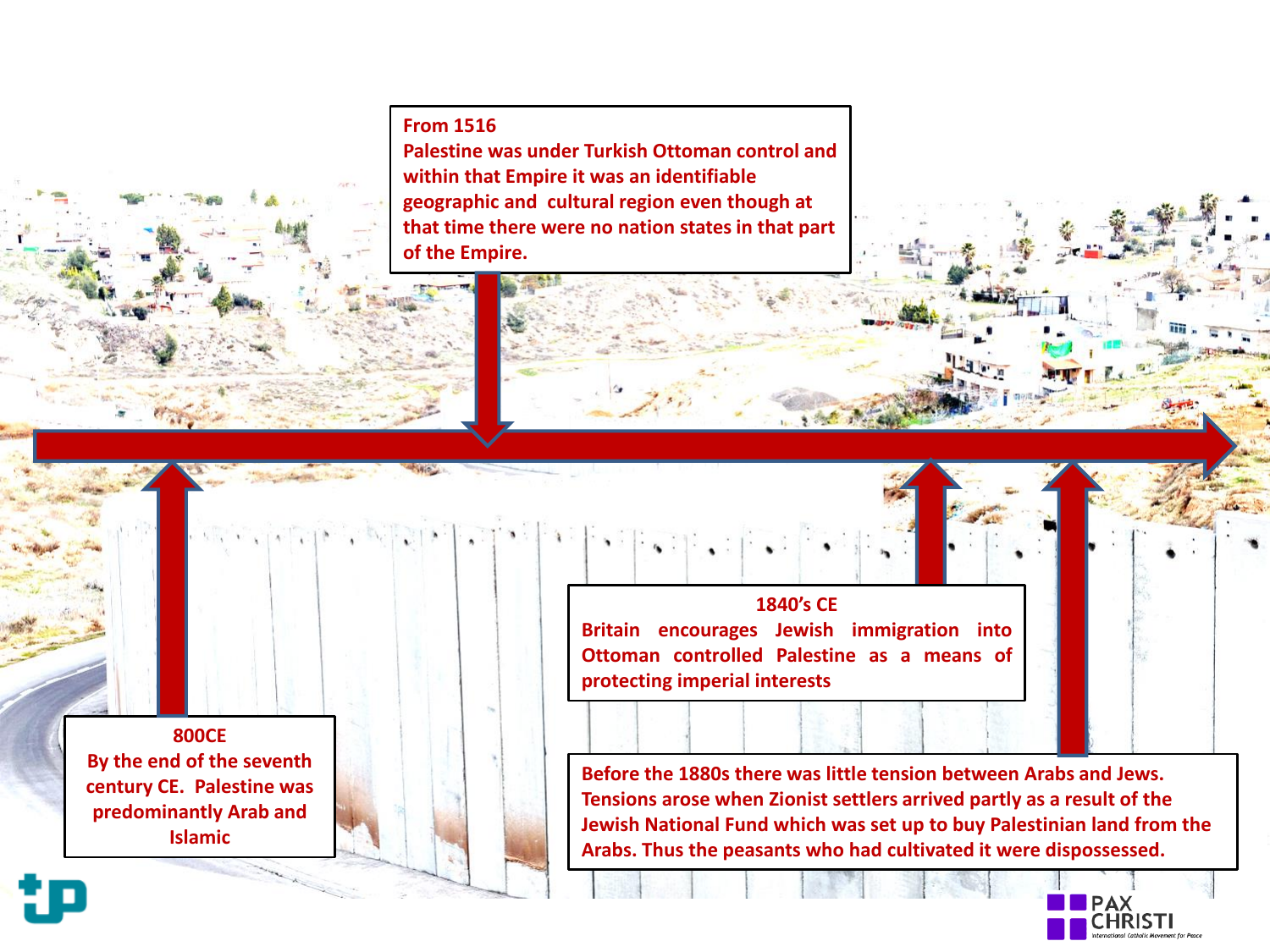**800CE**
By the end of the seventh century CE. Palestine was predominantly Arab and Islamic

**From 1516**
Palestine was under Turkish Ottoman control and within that Empire it was an identifiable geographic and cultural region even though at that time there were no nation states in that part of the Empire.

**1840's CE**
Britain encourages Jewish immigration into Ottoman controlled Palestine as a means of protecting imperial interests

Before the 1880s there was little tension between Arabs and Jews. Tensions arose when Zionist settlers arrived partly as a result of the Jewish National Fund which was set up to buy Palestinian land from the Arabs. Thus the peasants who had cultivated it were dispossessed.

PAX CHRISTI
International Catholic Movement for Peace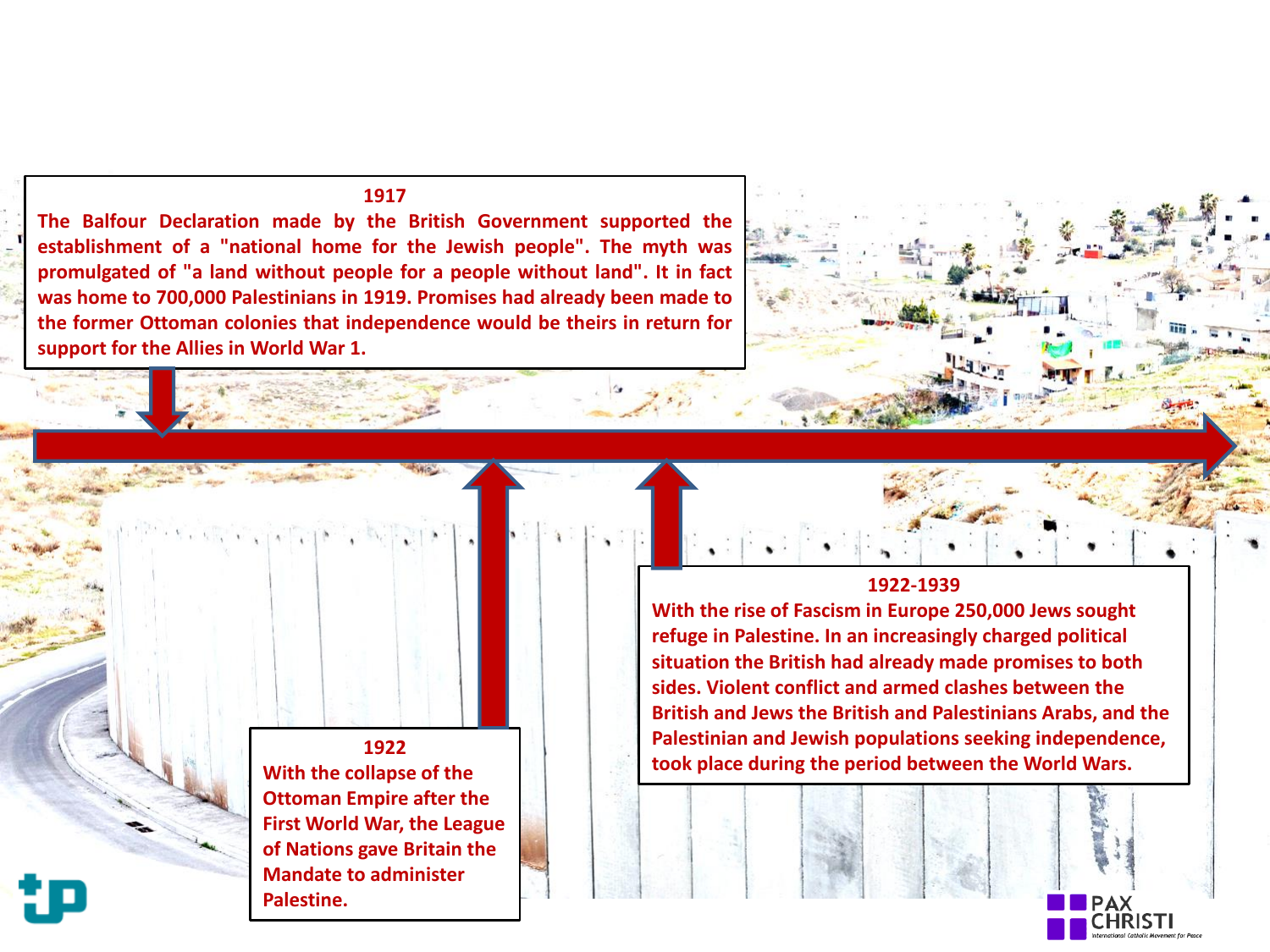**1917**

**The Balfour Declaration made by the British Government supported the establishment of a "national home for the Jewish people". The myth was promulgated of "a land without people for a people without land". It in fact was home to 700,000 Palestinians in 1919. Promises had already been made to the former Ottoman colonies that independence would be theirs in return for support for the Allies in World War 1.**

**1922**

**With the collapse of the Ottoman Empire after the First World War, the League of Nations gave Britain the Mandate to administer Palestine.**

**1922-1939**

**With the rise of Fascism in Europe 250,000 Jews sought refuge in Palestine. In an increasingly charged political situation the British had already made promises to both sides. Violent conflict and armed clashes between the British and Jews the British and Palestinians Arabs, and the Palestinian and Jewish populations seeking independence, took place during the period between the World Wars.**

PAX CHRISTI

*International Catholic Movement for Peace*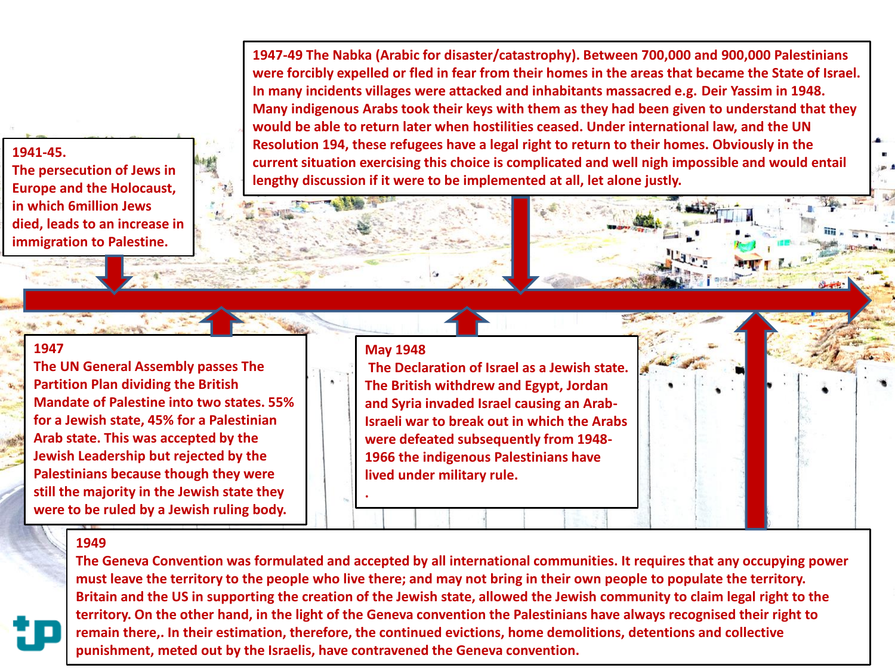**1941-45.**
The persecution of Jews in Europe and the Holocaust, in which 6million Jews died, leads to an increase in immigration to Palestine.

**1947-49** The Nabka (Arabic for disaster/catastrophy). Between 700,000 and 900,000 Palestinians were forcibly expelled or fled in fear from their homes in the areas that became the State of Israel. In many incidents villages were attacked and inhabitants massacred e.g. Deir Yassim in 1948. Many indigenous Arabs took their keys with them as they had been given to understand that they would be able to return later when hostilities ceased. Under international law, and the UN Resolution 194, these refugees have a legal right to return to their homes. Obviously in the current situation exercising this choice is complicated and well nigh impossible and would entail lengthy discussion if it were to be implemented at all, let alone justly.

**1947**
The UN General Assembly passes The Partition Plan dividing the British Mandate of Palestine into two states. 55% for a Jewish state, 45% for a Palestinian Arab state. This was accepted by the Jewish Leadership but rejected by the Palestinians because though they were still the majority in the Jewish state they were to be ruled by a Jewish ruling body.

**May 1948**
The Declaration of Israel as a Jewish state. The British withdrew and Egypt, Jordan and Syria invaded Israel causing an Arab-Israeli war to break out in which the Arabs were defeated subsequently from 1948-1966 the indigenous Palestinians have lived under military rule.

.

**1949**
The Geneva Convention was formulated and accepted by all international communities. It requires that any occupying power must leave the territory to the people who live there; and may not bring in their own people to populate the territory. Britain and the US in supporting the creation of the Jewish state, allowed the Jewish community to claim legal right to the territory. On the other hand, in the light of the Geneva convention the Palestinians have always recognised their right to remain there,. In their estimation, therefore, the continued evictions, home demolitions, detentions and collective punishment, meted out by the Israelis, have contravened the Geneva convention.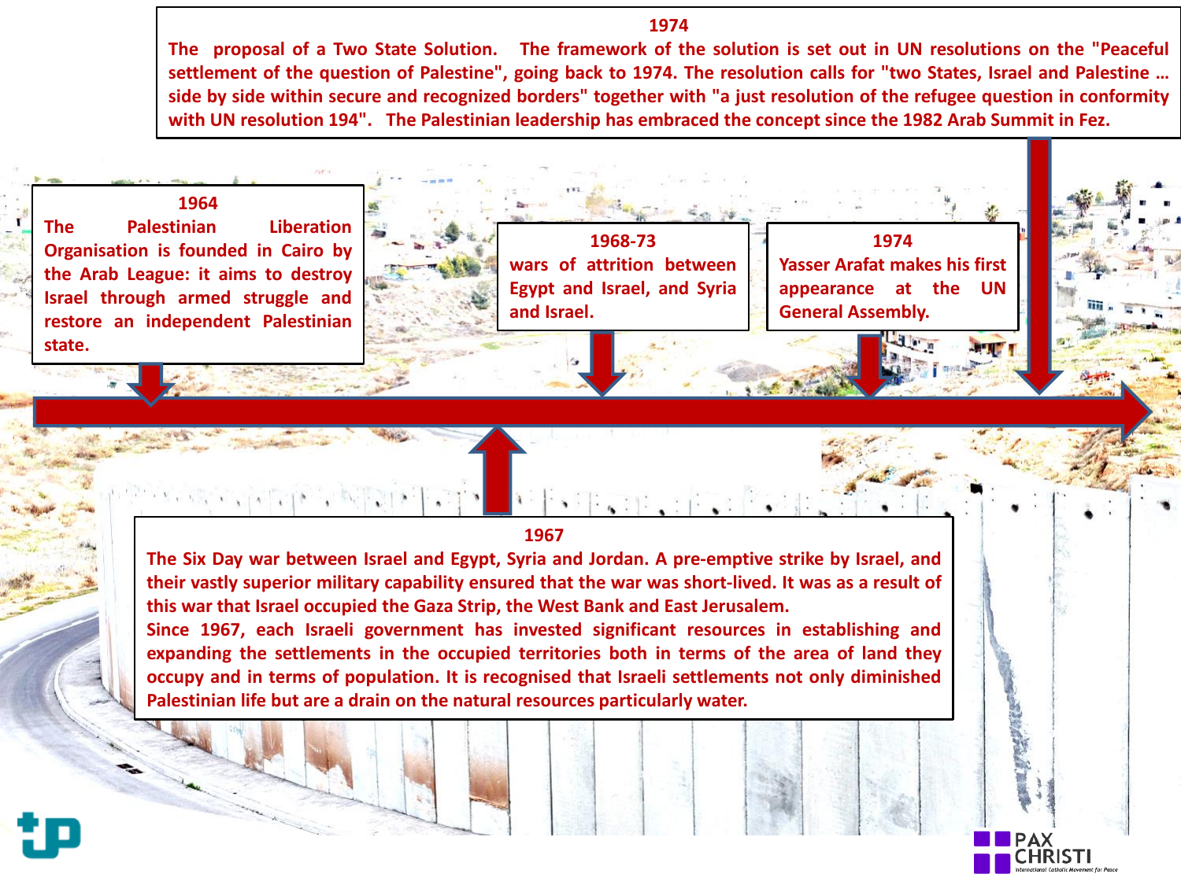**1964**
**The Palestinian Liberation Organisation is founded in Cairo by the Arab League: it aims to destroy Israel through armed struggle and restore an independent Palestinian state.**

**1967**
**The Six Day war between Israel and Egypt, Syria and Jordan. A pre-emptive strike by Israel, and their vastly superior military capability ensured that the war was short-lived. It was as a result of this war that Israel occupied the Gaza Strip, the West Bank and East Jerusalem.**
**Since 1967, each Israeli government has invested significant resources in establishing and expanding the settlements in the occupied territories both in terms of the area of land they occupy and in terms of population. It is recognised that Israeli settlements not only diminished Palestinian life but are a drain on the natural resources particularly water.**

**1968-73**
**wars of attrition between Egypt and Israel, and Syria and Israel.**

**1974**
**Yasser Arafat makes his first appearance at the UN General Assembly.**

**1974**
**The proposal of a Two State Solution. The framework of the solution is set out in UN resolutions on the "Peaceful settlement of the question of Palestine", going back to 1974. The resolution calls for "two States, Israel and Palestine … side by side within secure and recognized borders" together with "a just resolution of the refugee question in conformity with UN resolution 194". The Palestinian leadership has embraced the concept since the 1982 Arab Summit in Fez.**

PAX CHRISTI
International Catholic Movement for Peace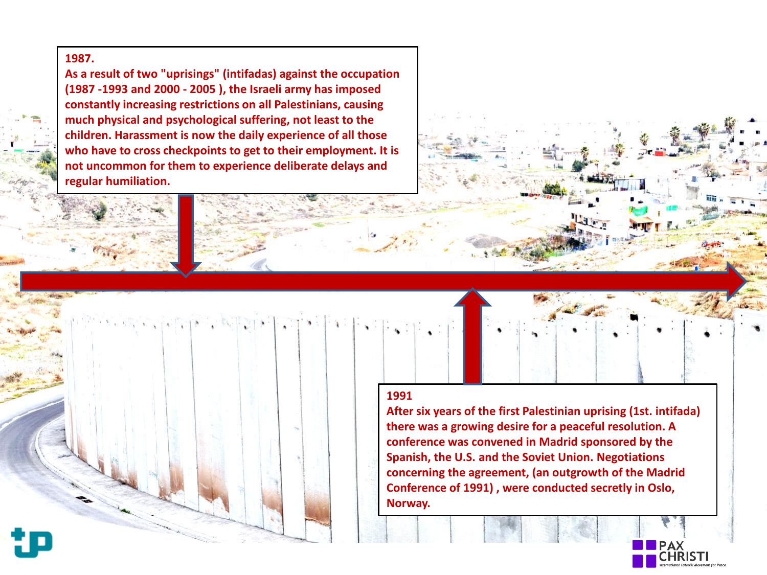**1987.**

**As a result of two "uprisings" (intifadas) against the occupation (1987 -1993 and 2000 - 2005 ), the Israeli army has imposed constantly increasing restrictions on all Palestinians, causing much physical and psychological suffering, not least to the children. Harassment is now the daily experience of all those who have to cross checkpoints to get to their employment. It is not uncommon for them to experience deliberate delays and regular humiliation.**

**1991**

**After six years of the first Palestinian uprising (1st. intifada) there was a growing desire for a peaceful resolution. A conference was convened in Madrid sponsored by the Spanish, the U.S. and the Soviet Union. Negotiations concerning the agreement, (an outgrowth of the Madrid Conference of 1991) , were conducted secretly in Oslo, Norway.**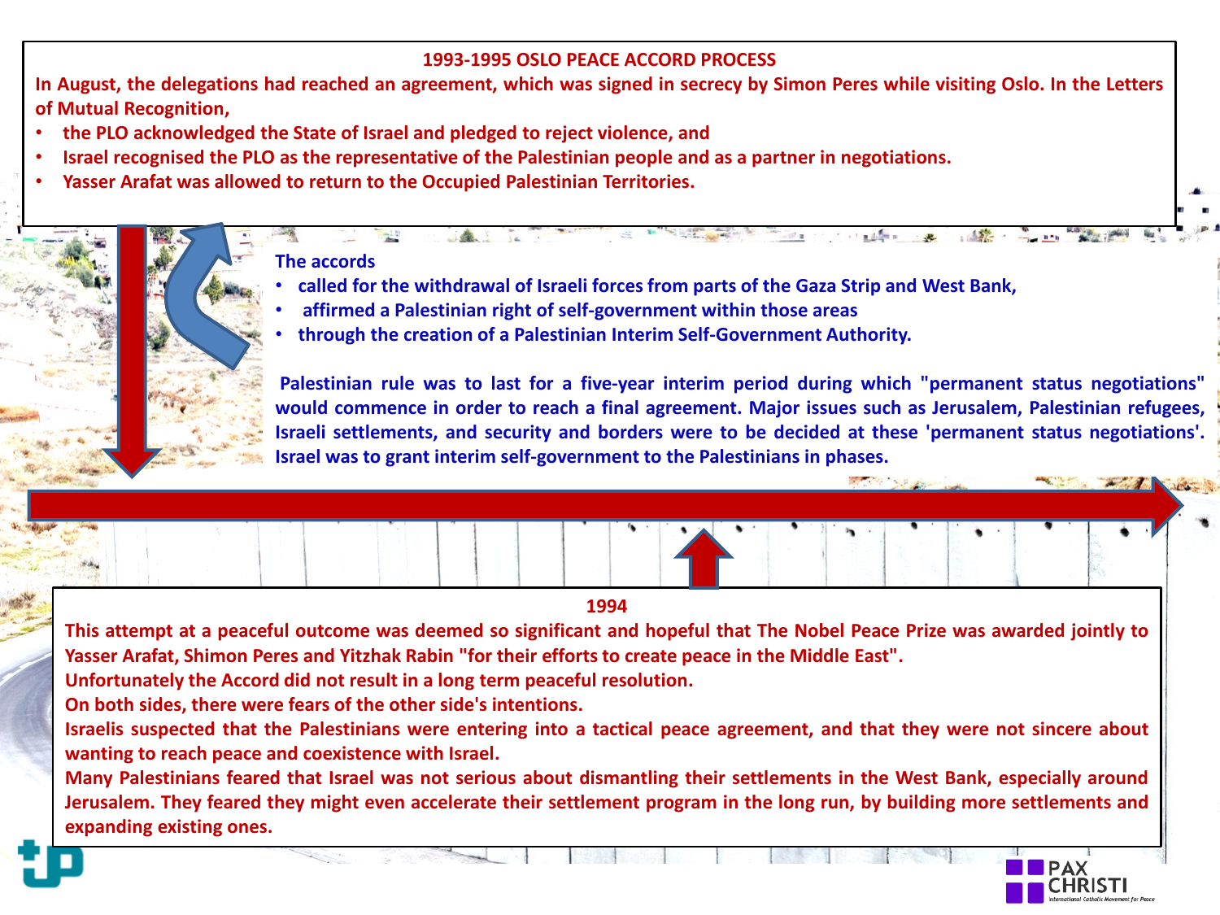## 1993-1995 OSLO PEACE ACCORD PROCESS

In August, the delegations had reached an agreement, which was signed in secrecy by Simon Peres while visiting Oslo. In the Letters of Mutual Recognition,

- the PLO acknowledged the State of Israel and pledged to reject violence, and
- Israel recognised the PLO as the representative of the Palestinian people and as a partner in negotiations.
- Yasser Arafat was allowed to return to the Occupied Palestinian Territories.

The accords

- called for the withdrawal of Israeli forces from parts of the Gaza Strip and West Bank,
- affirmed a Palestinian right of self-government within those areas
- through the creation of a Palestinian Interim Self-Government Authority.

Palestinian rule was to last for a five-year interim period during which "permanent status negotiations" would commence in order to reach a final agreement. Major issues such as Jerusalem, Palestinian refugees, Israeli settlements, and security and borders were to be decided at these 'permanent status negotiations'. Israel was to grant interim self-government to the Palestinians in phases.

## 1994

This attempt at a peaceful outcome was deemed so significant and hopeful that The Nobel Peace Prize was awarded jointly to Yasser Arafat, Shimon Peres and Yitzhak Rabin "for their efforts to create peace in the Middle East".

Unfortunately the Accord did not result in a long term peaceful resolution.

On both sides, there were fears of the other side's intentions.

Israelis suspected that the Palestinians were entering into a tactical peace agreement, and that they were not sincere about wanting to reach peace and coexistence with Israel.

Many Palestinians feared that Israel was not serious about dismantling their settlements in the West Bank, especially around Jerusalem. They feared they might even accelerate their settlement program in the long run, by building more settlements and expanding existing ones.

PAX CHRISTI
International Catholic Movement for Peace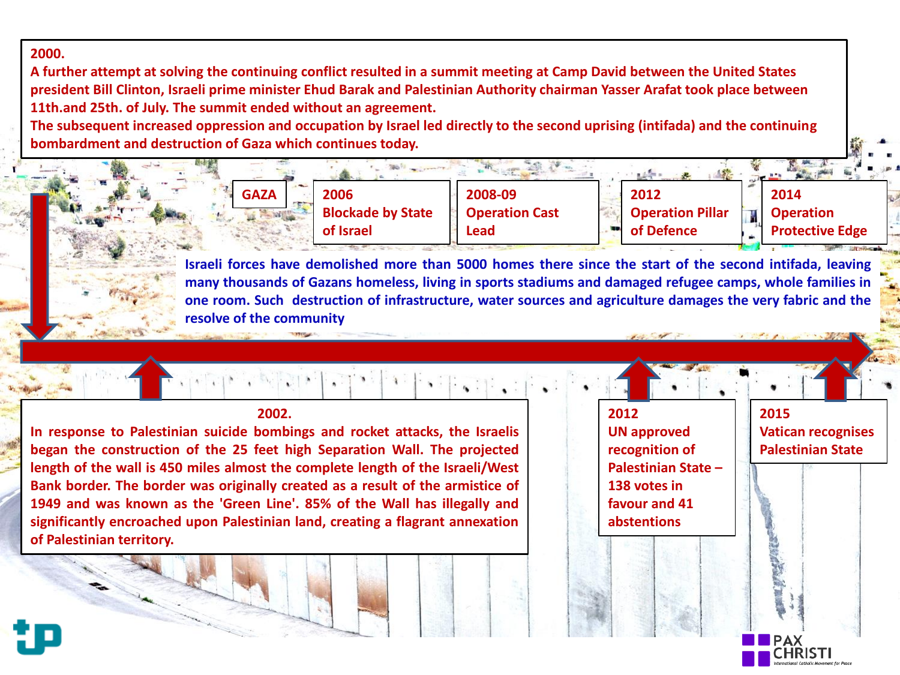**2000.**

**A further attempt at solving the continuing conflict resulted in a summit meeting at Camp David between the United States president Bill Clinton, Israeli prime minister Ehud Barak and Palestinian Authority chairman Yasser Arafat took place between 11th.and 25th. of July. The summit ended without an agreement.**

**The subsequent increased oppression and occupation by Israel led directly to the second uprising (intifada) and the continuing bombardment and destruction of Gaza which continues today.**

**GAZA**

**2006**
**Blockade by State of Israel**

**2008-09**
**Operation Cast Lead**

**2012**
**Operation Pillar of Defence**

**2014**
**Operation Protective Edge**

**Israeli forces have demolished more than 5000 homes there since the start of the second intifada, leaving many thousands of Gazans homeless, living in sports stadiums and damaged refugee camps, whole families in one room. Such destruction of infrastructure, water sources and agriculture damages the very fabric and the resolve of the community**

**2002.**

**In response to Palestinian suicide bombings and rocket attacks, the Israelis began the construction of the 25 feet high Separation Wall. The projected length of the wall is 450 miles almost the complete length of the Israeli/West Bank border. The border was originally created as a result of the armistice of 1949 and was known as the 'Green Line'. 85% of the Wall has illegally and significantly encroached upon Palestinian land, creating a flagrant annexation of Palestinian territory.**

**2012**
**UN approved recognition of Palestinian State – 138 votes in favour and 41 abstentions**

**2015**
**Vatican recognises Palestinian State**

PAX CHRISTI
International Catholic Movement for Peace